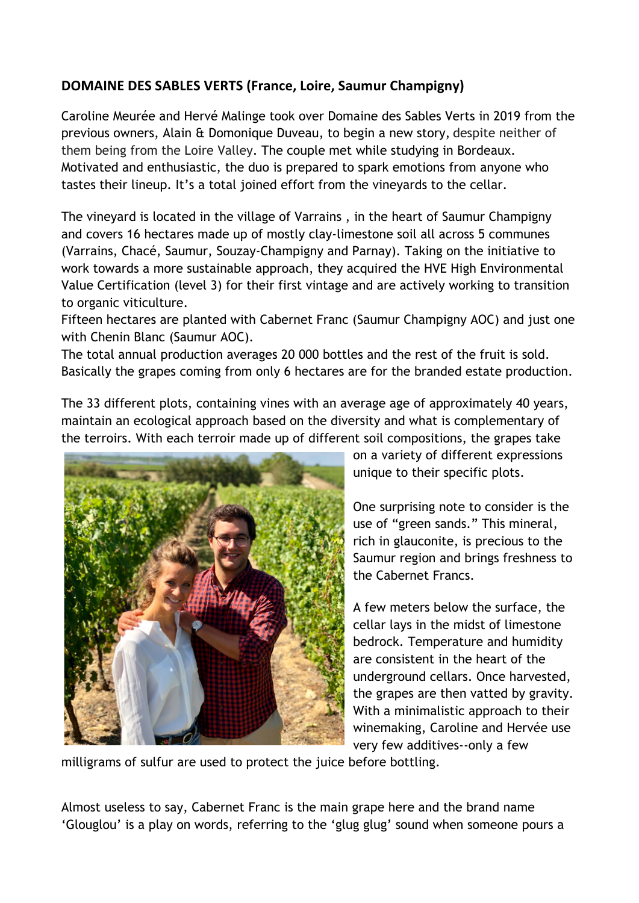**DOMAINE DES SABLES VERTS (France, Loire, Saumur Champigny)**

Caroline Meurée and Hervé Malinge took over Domaine des Sables Verts in 2019 from the previous owners, Alain & Domonique Duveau, to begin a new story, despite neither of them being from the Loire Valley. The couple met while studying in Bordeaux. Motivated and enthusiastic, the duo is prepared to spark emotions from anyone who tastes their lineup. It's a total joined effort from the vineyards to the cellar.

The vineyard is located in the village of Varrains , in the heart of Saumur Champigny and covers 16 hectares made up of mostly clay-limestone soil all across 5 communes (Varrains, Chacé, Saumur, Souzay-Champigny and Parnay). Taking on the initiative to work towards a more sustainable approach, they acquired the HVE High Environmental Value Certification (level 3) for their first vintage and are actively working to transition to organic viticulture.
Fifteen hectares are planted with Cabernet Franc (Saumur Champigny AOC) and just one with Chenin Blanc (Saumur AOC).
The total annual production averages 20 000 bottles and the rest of the fruit is sold. Basically the grapes coming from only 6 hectares are for the branded estate production.

The 33 different plots, containing vines with an average age of approximately 40 years, maintain an ecological approach based on the diversity and what is complementary of the terroirs. With each terroir made up of different soil compositions, the grapes take on a variety of different expressions unique to their specific plots.

One surprising note to consider is the use of "green sands." This mineral, rich in glauconite, is precious to the Saumur region and brings freshness to the Cabernet Francs.

A few meters below the surface, the cellar lays in the midst of limestone bedrock. Temperature and humidity are consistent in the heart of the underground cellars. Once harvested, the grapes are then vatted by gravity. With a minimalistic approach to their winemaking, Caroline and Hervée use very few additives--only a few milligrams of sulfur are used to protect the juice before bottling.

Almost useless to say, Cabernet Franc is the main grape here and the brand name 'Glouglou' is a play on words, referring to the 'glug glug' sound when someone pours a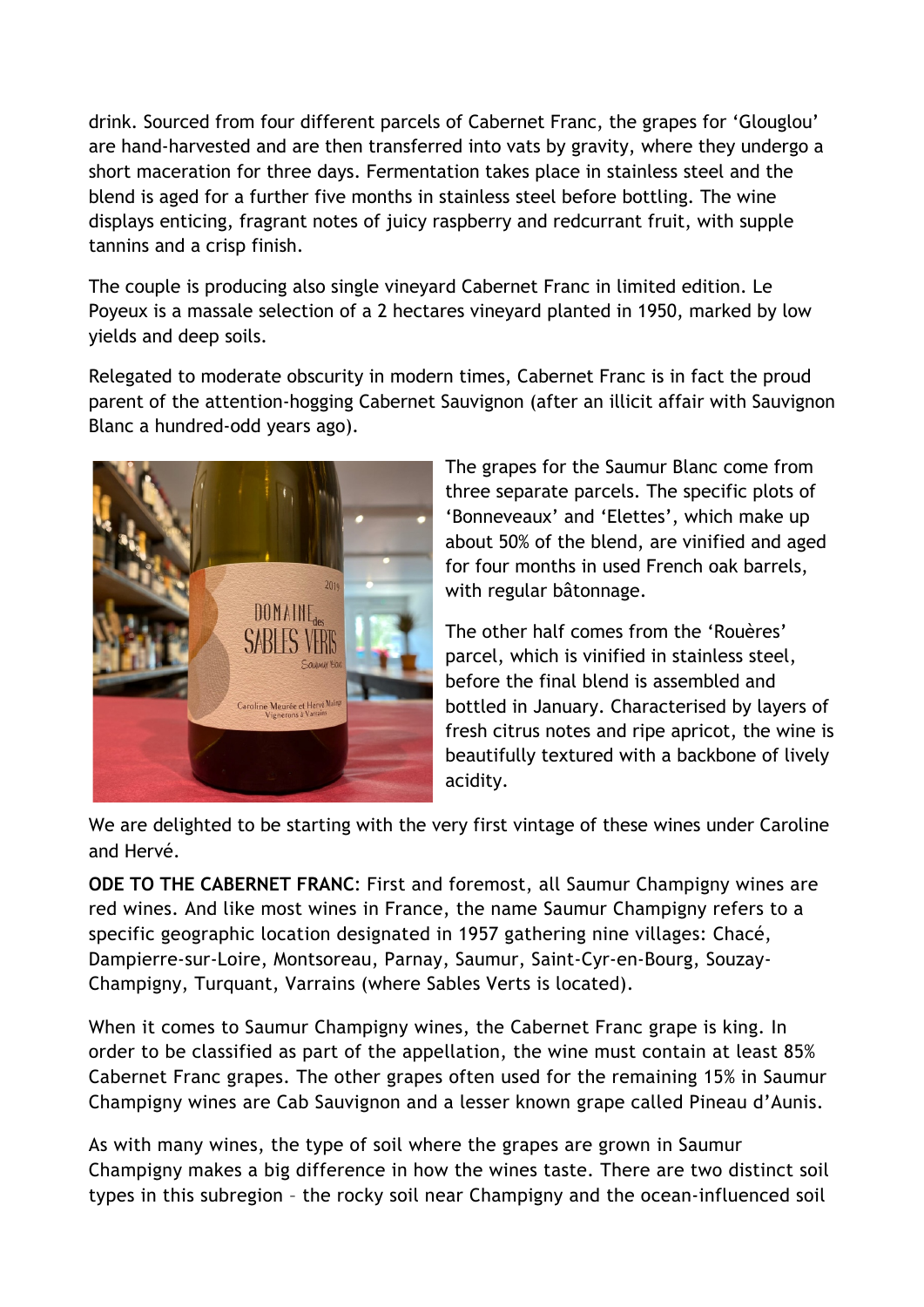drink. Sourced from four different parcels of Cabernet Franc, the grapes for 'Glouglou' are hand-harvested and are then transferred into vats by gravity, where they undergo a short maceration for three days. Fermentation takes place in stainless steel and the blend is aged for a further five months in stainless steel before bottling. The wine displays enticing, fragrant notes of juicy raspberry and redcurrant fruit, with supple tannins and a crisp finish.

The couple is producing also single vineyard Cabernet Franc in limited edition. Le Poyeux is a massale selection of a 2 hectares vineyard planted in 1950, marked by low yields and deep soils.

Relegated to moderate obscurity in modern times, Cabernet Franc is in fact the proud parent of the attention-hogging Cabernet Sauvignon (after an illicit affair with Sauvignon Blanc a hundred-odd years ago).

The grapes for the Saumur Blanc come from three separate parcels. The specific plots of 'Bonneveaux' and 'Elettes', which make up about 50% of the blend, are vinified and aged for four months in used French oak barrels, with regular bâtonnage.

The other half comes from the 'Rouères' parcel, which is vinified in stainless steel, before the final blend is assembled and bottled in January. Characterised by layers of fresh citrus notes and ripe apricot, the wine is beautifully textured with a backbone of lively acidity.

We are delighted to be starting with the very first vintage of these wines under Caroline and Hervé.

**ODE TO THE CABERNET FRANC**: First and foremost, all Saumur Champigny wines are red wines. And like most wines in France, the name Saumur Champigny refers to a specific geographic location designated in 1957 gathering nine villages: Chacé, Dampierre-sur-Loire, Montsoreau, Parnay, Saumur, Saint-Cyr-en-Bourg, Souzay-Champigny, Turquant, Varrains (where Sables Verts is located).

When it comes to Saumur Champigny wines, the Cabernet Franc grape is king. In order to be classified as part of the appellation, the wine must contain at least 85% Cabernet Franc grapes. The other grapes often used for the remaining 15% in Saumur Champigny wines are Cab Sauvignon and a lesser known grape called Pineau d'Aunis.

As with many wines, the type of soil where the grapes are grown in Saumur Champigny makes a big difference in how the wines taste. There are two distinct soil types in this subregion – the rocky soil near Champigny and the ocean-influenced soil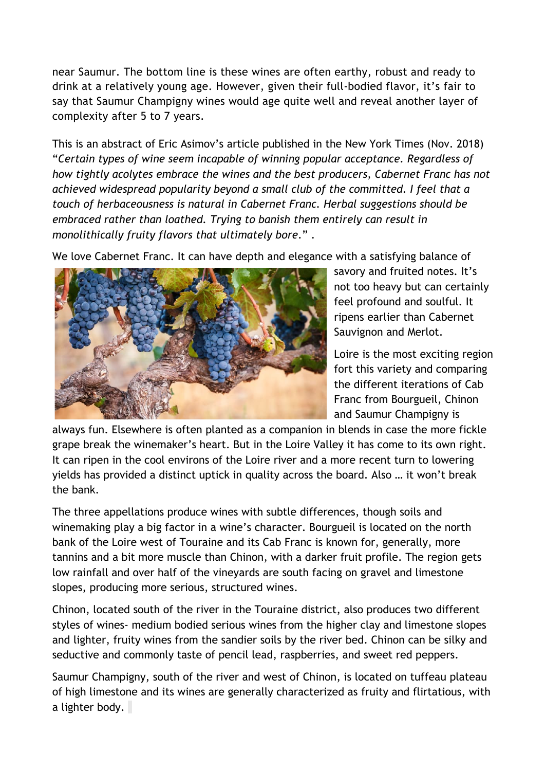near Saumur. The bottom line is these wines are often earthy, robust and ready to drink at a relatively young age. However, given their full-bodied flavor, it's fair to say that Saumur Champigny wines would age quite well and reveal another layer of complexity after 5 to 7 years.

This is an abstract of Eric Asimov's article published in the New York Times (Nov. 2018) "*Certain types of wine seem incapable of winning popular acceptance. Regardless of how tightly acolytes embrace the wines and the best producers, Cabernet Franc has not achieved widespread popularity beyond a small club of the committed. I feel that a touch of herbaceousness is natural in Cabernet Franc. Herbal suggestions should be embraced rather than loathed. Trying to banish them entirely can result in monolithically fruity flavors that ultimately bore.*" .

We love Cabernet Franc. It can have depth and elegance with a satisfying balance of savory and fruited notes. It's not too heavy but can certainly feel profound and soulful. It ripens earlier than Cabernet Sauvignon and Merlot.

Loire is the most exciting region fort this variety and comparing the different iterations of Cab Franc from Bourgueil, Chinon and Saumur Champigny is always fun. Elsewhere is often planted as a companion in blends in case the more fickle grape break the winemaker's heart. But in the Loire Valley it has come to its own right. It can ripen in the cool environs of the Loire river and a more recent turn to lowering yields has provided a distinct uptick in quality across the board. Also … it won't break the bank.

The three appellations produce wines with subtle differences, though soils and winemaking play a big factor in a wine's character. Bourgueil is located on the north bank of the Loire west of Touraine and its Cab Franc is known for, generally, more tannins and a bit more muscle than Chinon, with a darker fruit profile. The region gets low rainfall and over half of the vineyards are south facing on gravel and limestone slopes, producing more serious, structured wines.

Chinon, located south of the river in the Touraine district, also produces two different styles of wines- medium bodied serious wines from the higher clay and limestone slopes and lighter, fruity wines from the sandier soils by the river bed. Chinon can be silky and seductive and commonly taste of pencil lead, raspberries, and sweet red peppers.

Saumur Champigny, south of the river and west of Chinon, is located on tuffeau plateau of high limestone and its wines are generally characterized as fruity and flirtatious, with a lighter body.